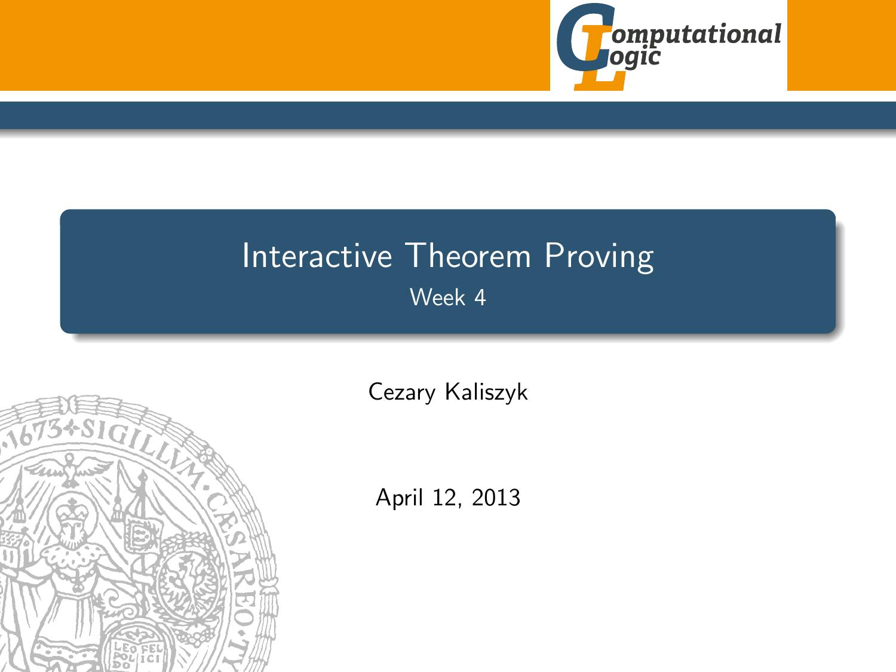# Interactive Theorem Proving

Week 4

Cezary Kaliszyk

April 12, 2013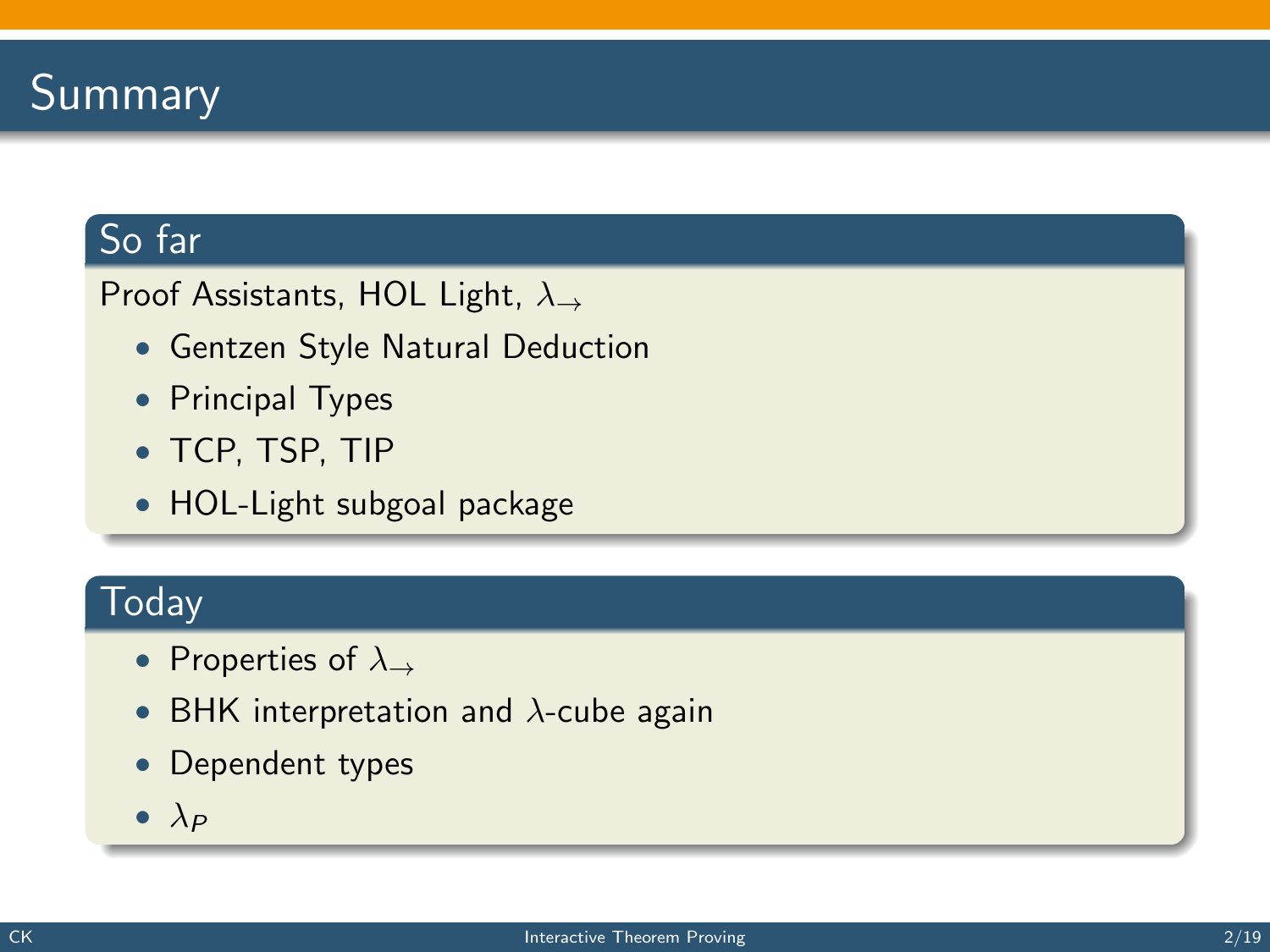# Summary

## So far

Proof Assistants, HOL Light, $\lambda_{\rightarrow}$

- Gentzen Style Natural Deduction
- Principal Types
- TCP, TSP, TIP
- HOL-Light subgoal package

## Today

- Properties of $\lambda_{\rightarrow}$
- BHK interpretation and $\lambda$-cube again
- Dependent types
- $\lambda_P$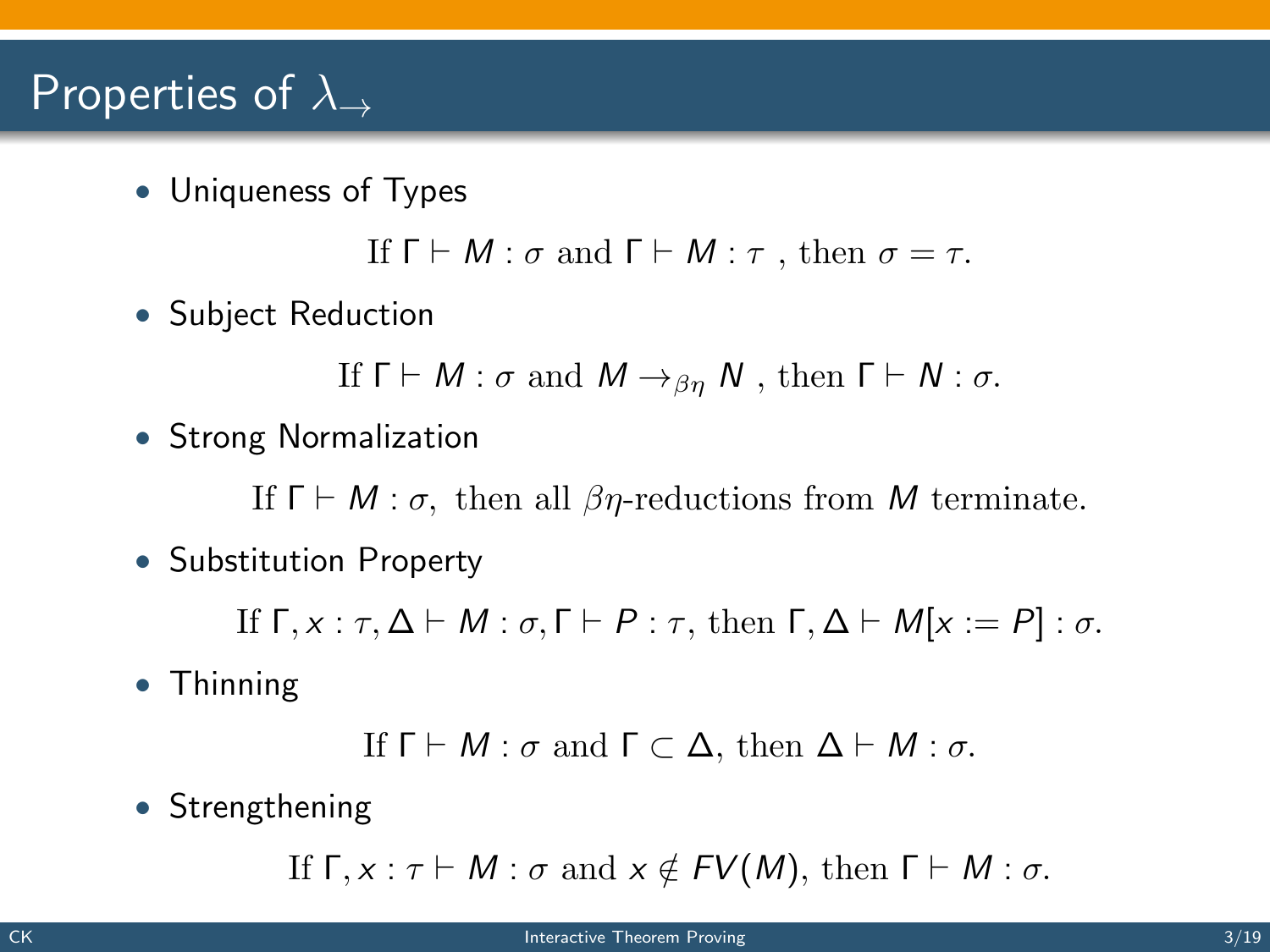# Properties of $\lambda_{\rightarrow}$

- Uniqueness of Types

$$\text{If } \Gamma \vdash M : \sigma \text{ and } \Gamma \vdash M : \tau \text{ , then } \sigma = \tau.$$

- Subject Reduction

$$\text{If } \Gamma \vdash M : \sigma \text{ and } M \rightarrow_{\beta\eta} N \text{ , then } \Gamma \vdash N : \sigma.$$

- Strong Normalization

$$\text{If } \Gamma \vdash M : \sigma, \text{ then all } \beta\eta\text{-reductions from } M \text{ terminate.}$$

- Substitution Property

$$\text{If } \Gamma, x : \tau, \Delta \vdash M : \sigma, \Gamma \vdash P : \tau, \text{ then } \Gamma, \Delta \vdash M[x := P] : \sigma.$$

- Thinning

$$\text{If } \Gamma \vdash M : \sigma \text{ and } \Gamma \subset \Delta, \text{ then } \Delta \vdash M : \sigma.$$

- Strengthening

$$\text{If } \Gamma, x : \tau \vdash M : \sigma \text{ and } x \notin FV(M), \text{ then } \Gamma \vdash M : \sigma.$$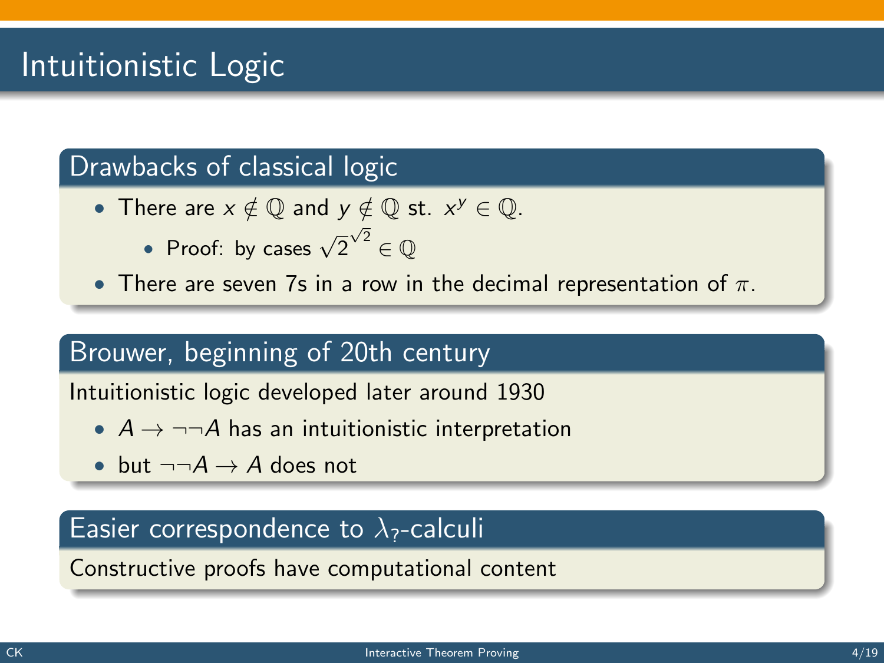# Intuitionistic Logic

## Drawbacks of classical logic

- There are $x \notin \mathbb{Q}$ and $y \notin \mathbb{Q}$ st. $x^y \in \mathbb{Q}$.
  - Proof: by cases $\sqrt{2}^{\sqrt{2}} \in \mathbb{Q}$
- There are seven 7s in a row in the decimal representation of $\pi$.

## Brouwer, beginning of 20th century

Intuitionistic logic developed later around 1930

- $A \to \neg\neg A$ has an intuitionistic interpretation
- but $\neg\neg A \to A$ does not

## Easier correspondence to $\lambda_?$-calculi

Constructive proofs have computational content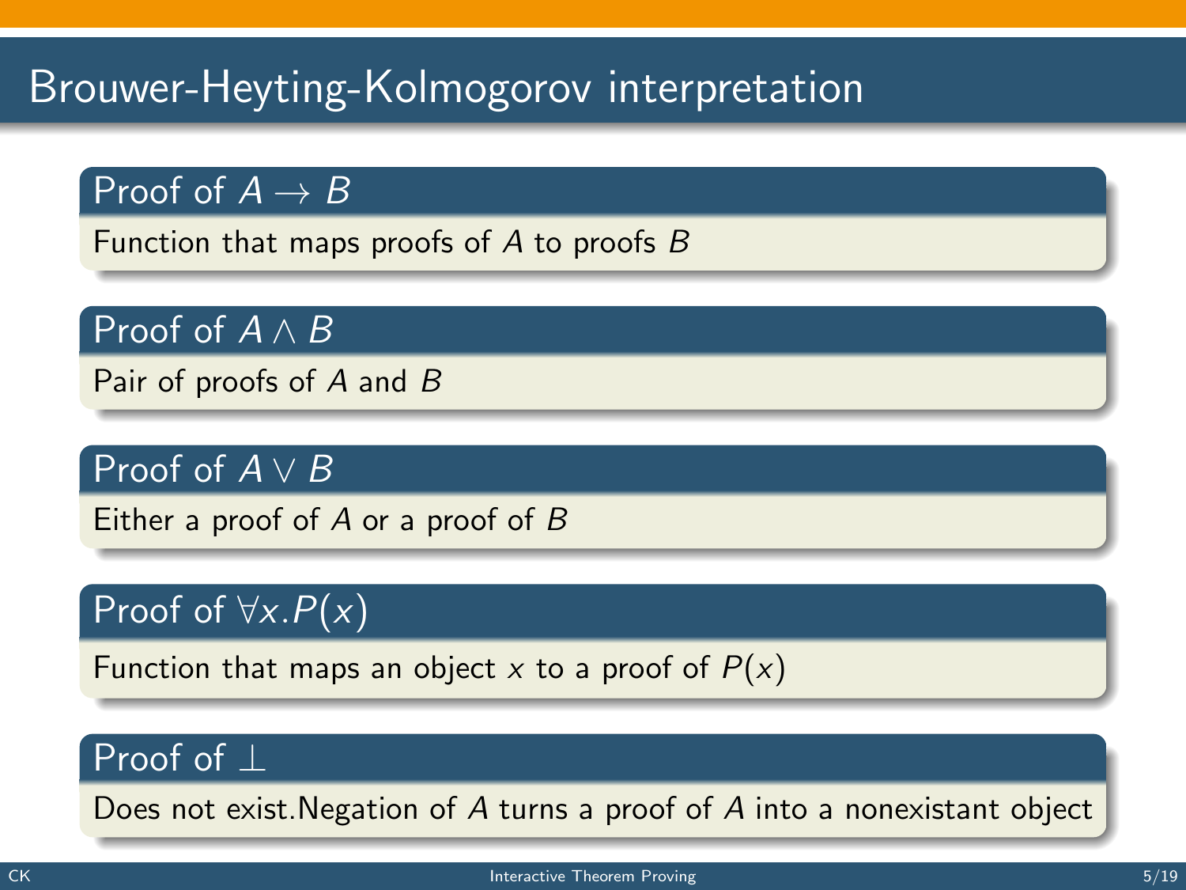# Brouwer-Heyting-Kolmogorov interpretation

### Proof of $A \to B$

Function that maps proofs of $A$ to proofs $B$

### Proof of $A \land B$

Pair of proofs of $A$ and $B$

### Proof of $A \lor B$

Either a proof of $A$ or a proof of $B$

### Proof of $\forall x.P(x)$

Function that maps an object $x$ to a proof of $P(x)$

### Proof of $\bot$

Does not exist.Negation of $A$ turns a proof of $A$ into a nonexistant object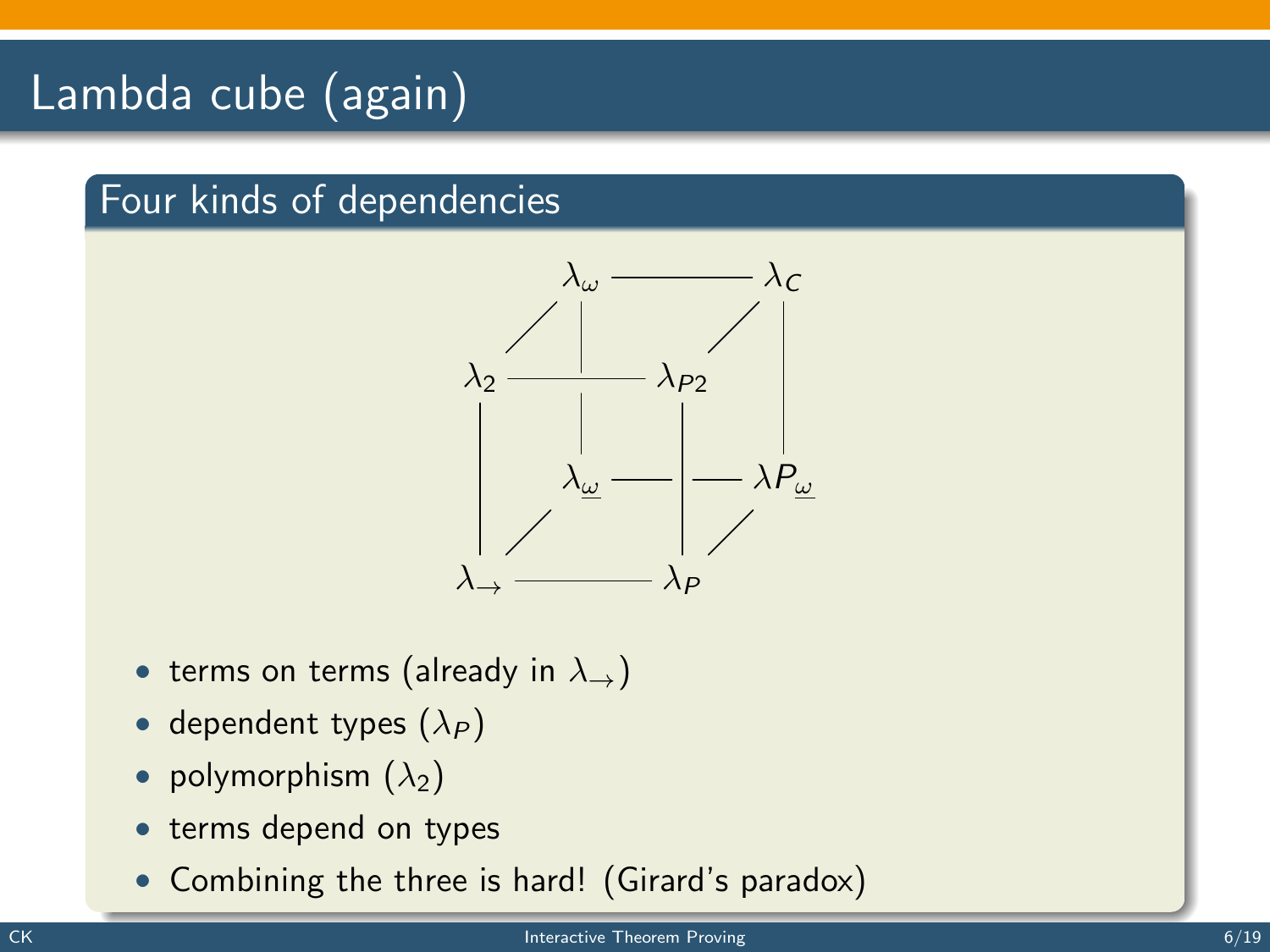# Lambda cube (again)

## Four kinds of dependencies

$$
\begin{array}{ccccc}
 & \lambda_\omega & \text{———} & \lambda_C & \\
\lambda_2 & \text{———} & \lambda_{P2} & & \\
 & \lambda_{\underline{\omega}} & \text{———} & \lambda P_{\underline{\omega}} & \\
\lambda_\rightarrow & \text{———} & \lambda_P & &
\end{array}
$$

- terms on terms (already in $\lambda_\rightarrow$)
- dependent types ($\lambda_P$)
- polymorphism ($\lambda_2$)
- terms depend on types
- Combining the three is hard! (Girard's paradox)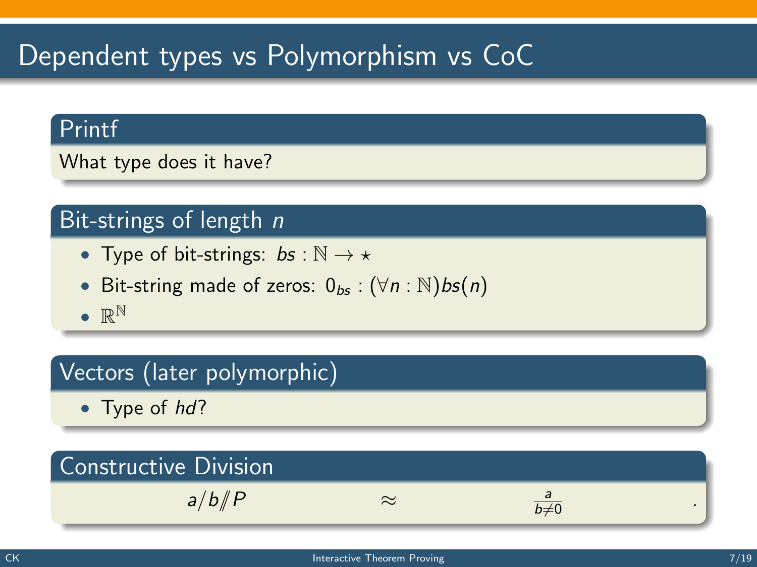# Dependent types vs Polymorphism vs CoC

## Printf

What type does it have?

## Bit-strings of length $n$

- Type of bit-strings: $bs : \mathbb{N} \to \star$
- Bit-string made of zeros: $0_{bs} : (\forall n : \mathbb{N}) bs(n)$
- $\mathbb{R}^{\mathbb{N}}$

## Vectors (later polymorphic)

- Type of *hd*?

## Constructive Division

$$a/b /\!\!/ P \qquad \approx \qquad \frac{a}{b \neq 0} \qquad .$$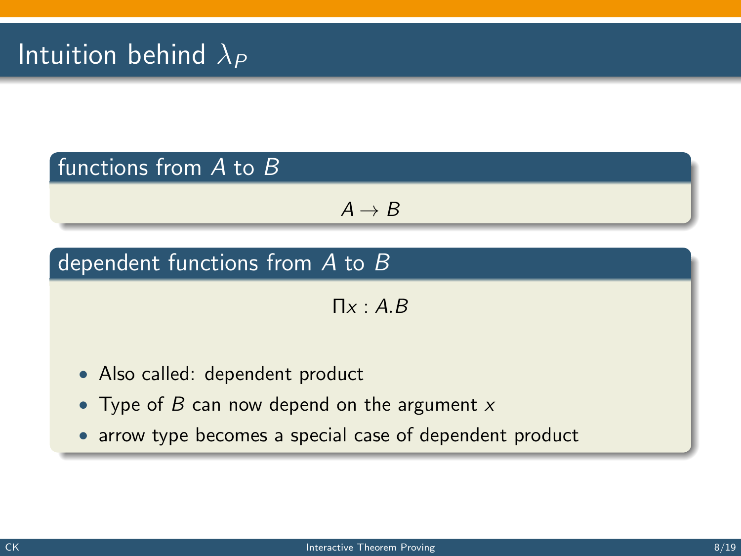# Intuition behind $\lambda_P$

### functions from $A$ to $B$

$$A \to B$$

### dependent functions from $A$ to $B$

$$\Pi x : A.B$$

- Also called: dependent product
- Type of $B$ can now depend on the argument $x$
- arrow type becomes a special case of dependent product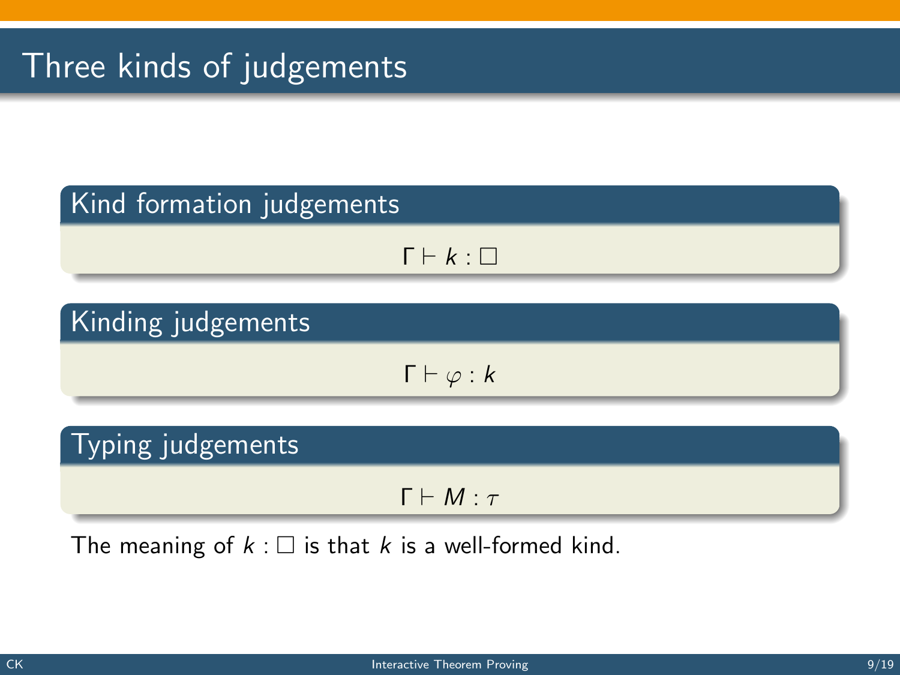# Three kinds of judgements

## Kind formation judgements

$$\Gamma \vdash k : \Box$$

## Kinding judgements

$$\Gamma \vdash \varphi : k$$

## Typing judgements

$$\Gamma \vdash M : \tau$$

The meaning of $k : \Box$ is that $k$ is a well-formed kind.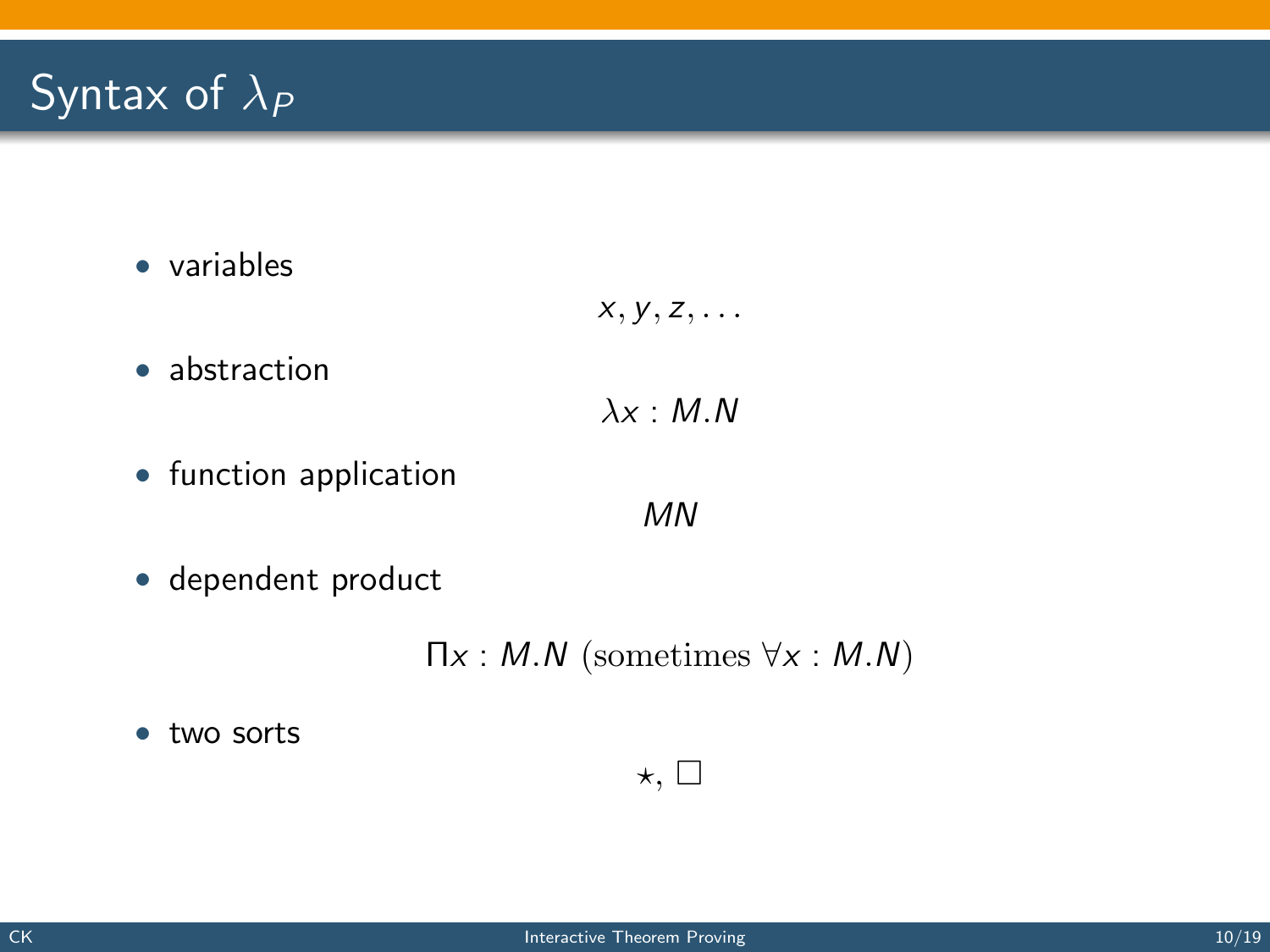# Syntax of $\lambda_P$

- variables

$$x, y, z, \ldots$$

- abstraction

$$\lambda x : M.N$$

- function application

$$MN$$

- dependent product

$$\Pi x : M.N \text{ (sometimes } \forall x : M.N\text{)}$$

- two sorts

$$\star, \Box$$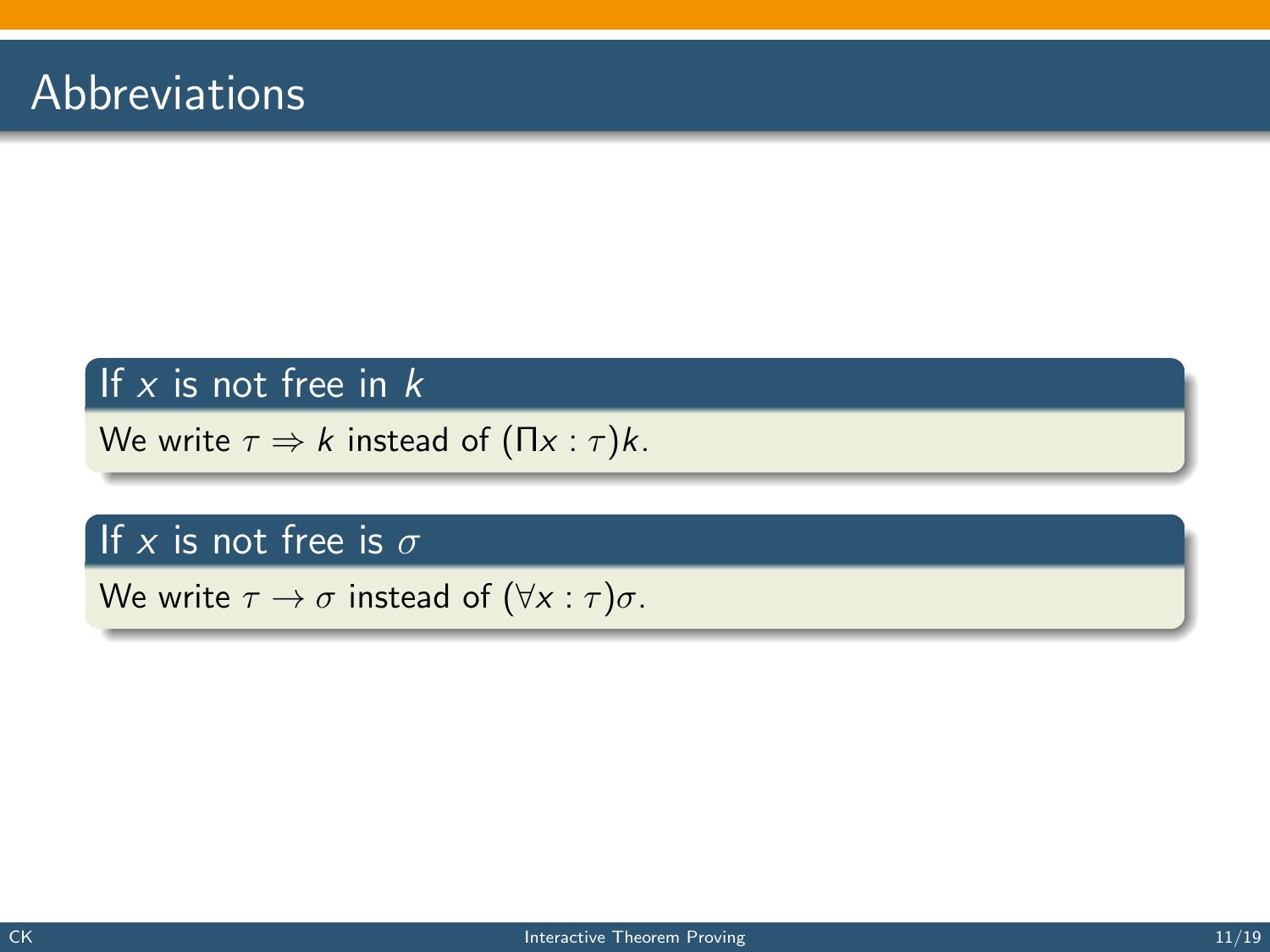# Abbreviations

**If $x$ is not free in $k$**

We write $\tau \Rightarrow k$ instead of $(\Pi x : \tau)k$.

**If $x$ is not free is $\sigma$**

We write $\tau \rightarrow \sigma$ instead of $(\forall x : \tau)\sigma$.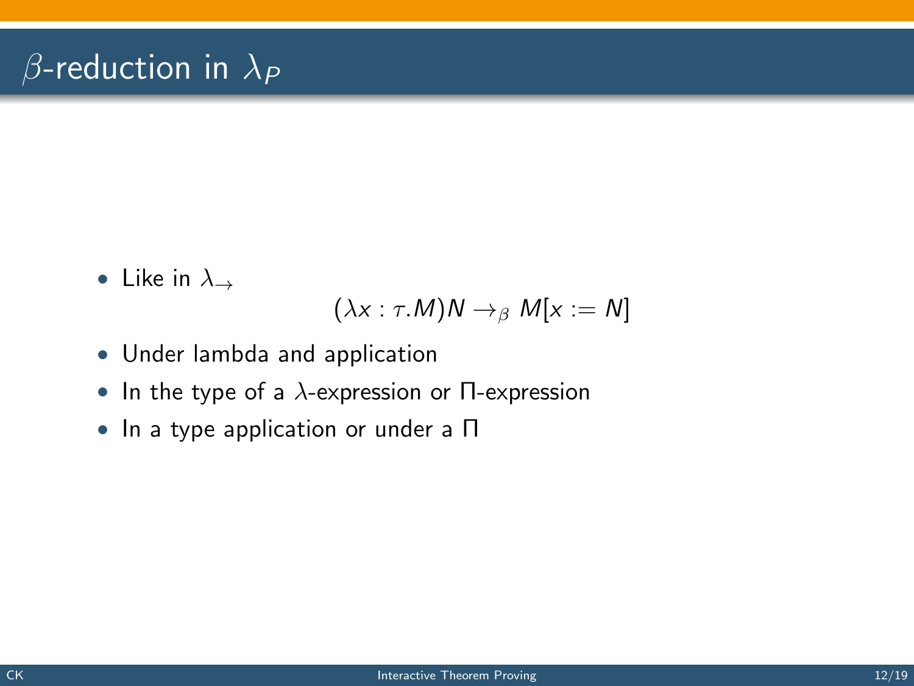# $\beta$-reduction in $\lambda_P$

- Like in $\lambda_{\rightarrow}$

$$(\lambda x : \tau . M)N \rightarrow_{\beta} M[x := N]$$

- Under lambda and application
- In the type of a $\lambda$-expression or $\Pi$-expression
- In a type application or under a $\Pi$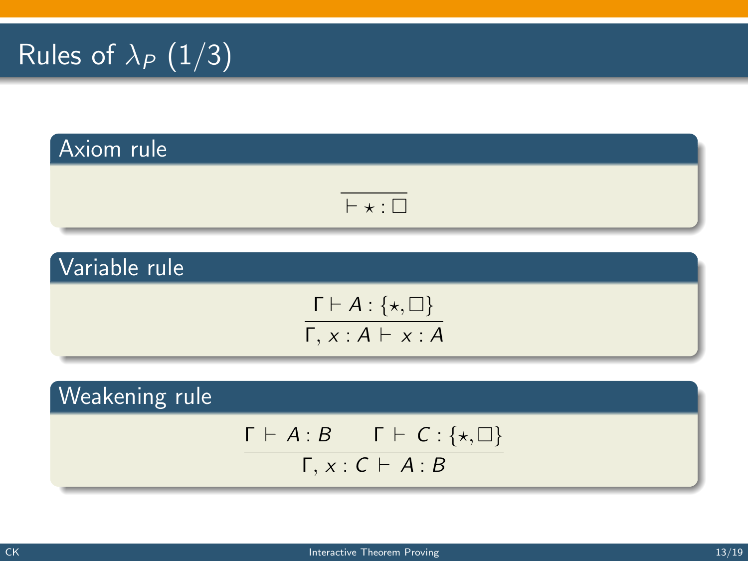# Rules of $\lambda_P$ (1/3)

## Axiom rule

$$\frac{}{\vdash \star : \square}$$

## Variable rule

$$\frac{\Gamma \vdash A : \{\star, \square\}}{\Gamma, x : A \vdash x : A}$$

## Weakening rule

$$\frac{\Gamma \vdash A : B \qquad \Gamma \vdash C : \{\star, \square\}}{\Gamma, x : C \vdash A : B}$$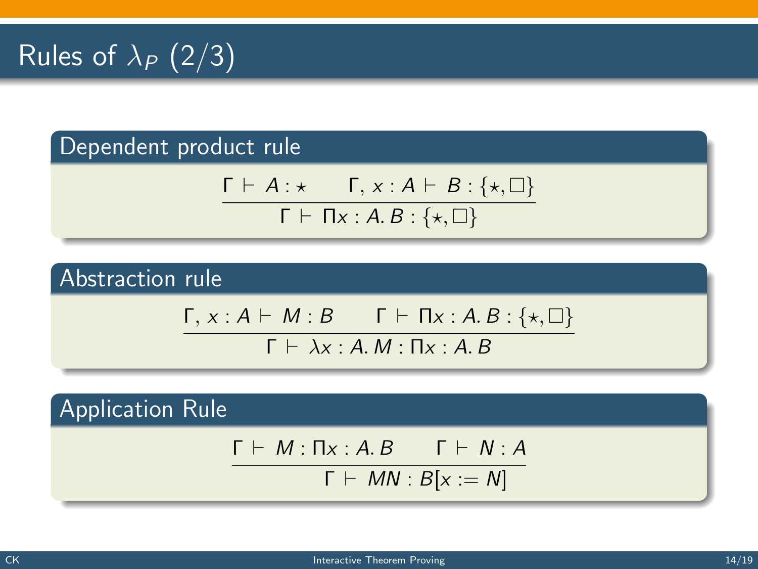# Rules of $\lambda_P$ (2/3)

## Dependent product rule

$$\frac{\Gamma \vdash A : \star \qquad \Gamma, x : A \vdash B : \{\star, \Box\}}{\Gamma \vdash \Pi x : A.\, B : \{\star, \Box\}}$$

## Abstraction rule

$$\frac{\Gamma, x : A \vdash M : B \qquad \Gamma \vdash \Pi x : A.\, B : \{\star, \Box\}}{\Gamma \vdash \lambda x : A.\, M : \Pi x : A.\, B}$$

## Application Rule

$$\frac{\Gamma \vdash M : \Pi x : A.\, B \qquad \Gamma \vdash N : A}{\Gamma \vdash MN : B[x := N]}$$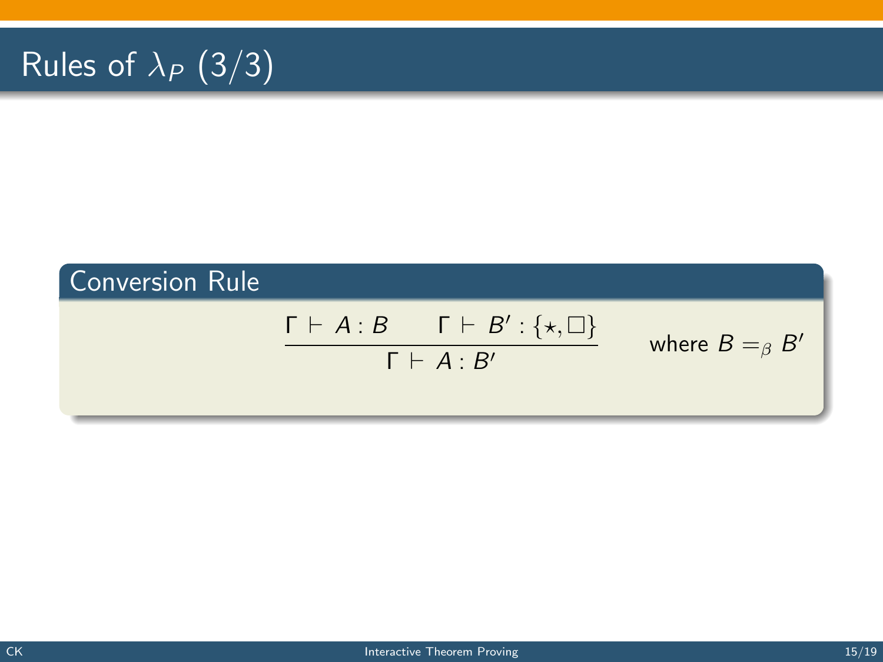# Rules of $\lambda_P$ (3/3)

## Conversion Rule

$$\frac{\Gamma \vdash A : B \qquad \Gamma \vdash B' : \{\star, \Box\}}{\Gamma \vdash A : B'} \qquad \text{where } B =_\beta B'$$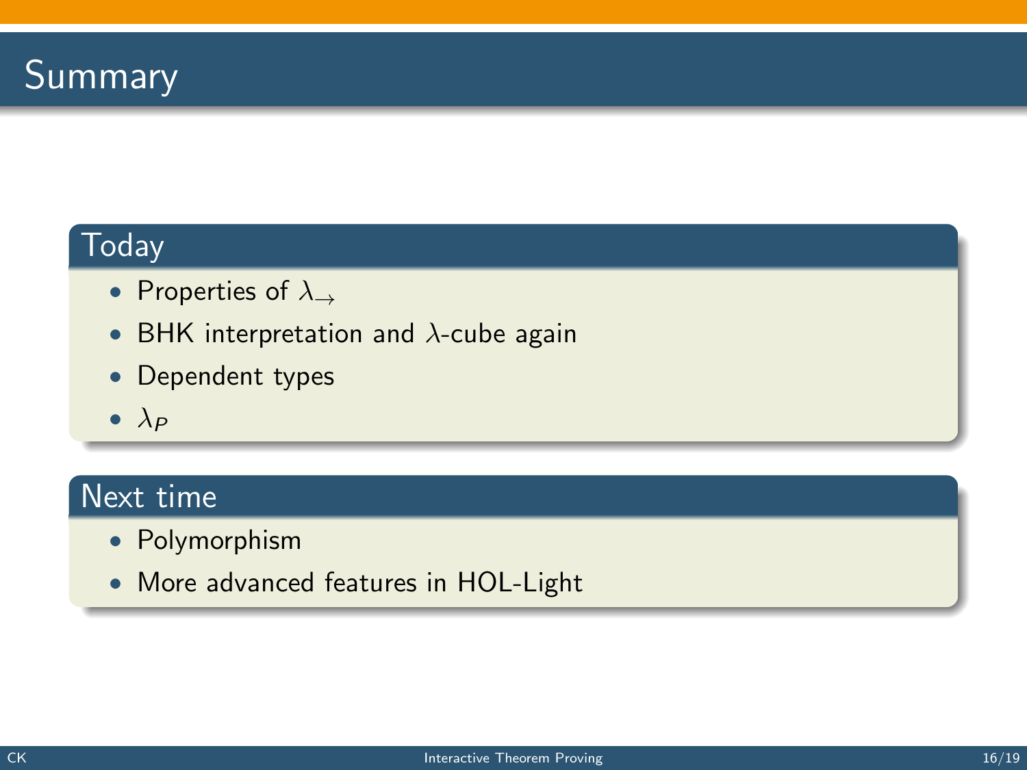# Summary

## Today

- Properties of $\lambda_{\rightarrow}$
- BHK interpretation and $\lambda$-cube again
- Dependent types
- $\lambda_P$

## Next time

- Polymorphism
- More advanced features in HOL-Light